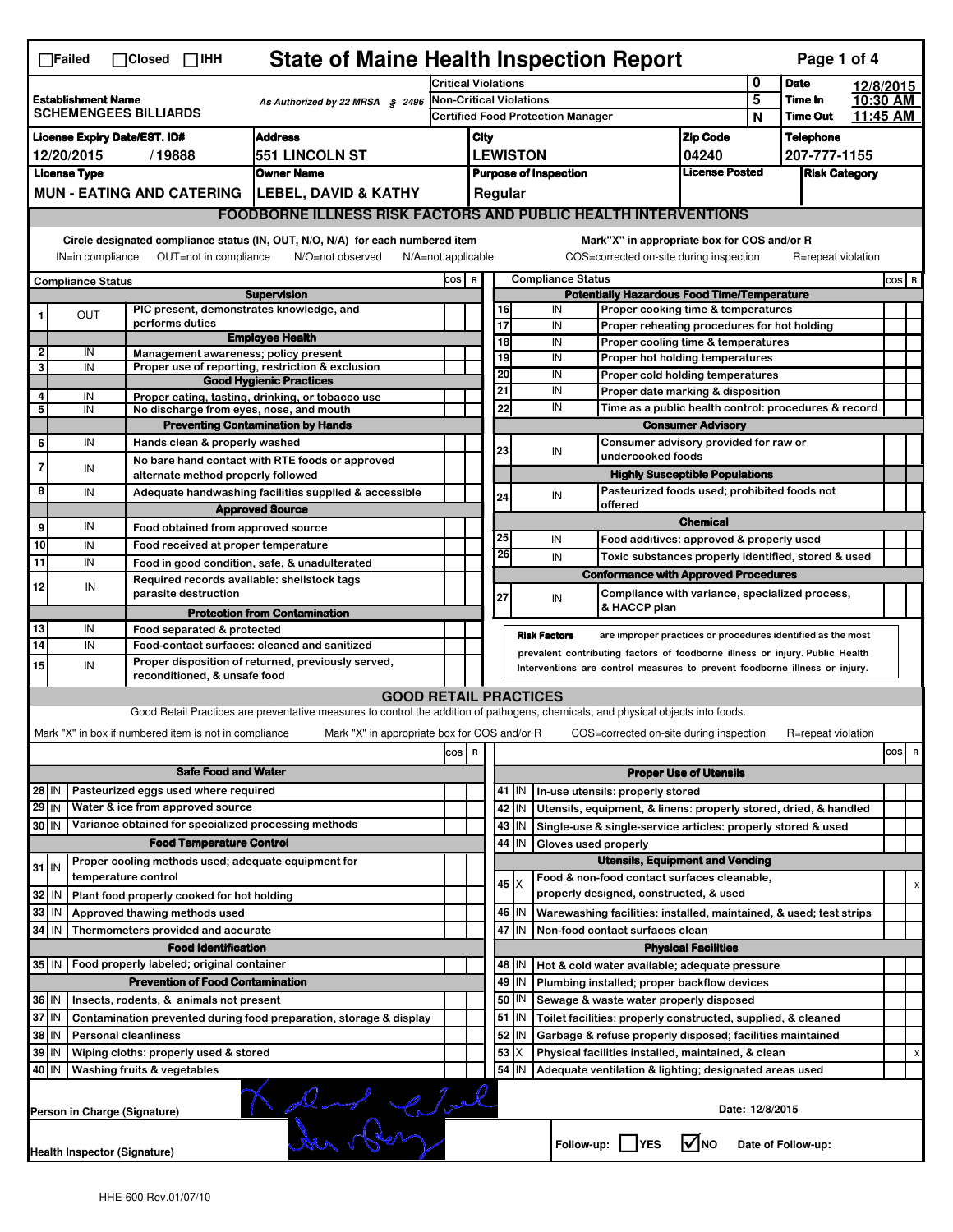☐Failed ☐Closed ☐IHH

# State of Maine Health Inspection Report

| Establishment Name | As Authorized by 22 MRSA § 2496 | Critical Violations | 0 | Date | 12/8/2015 |
|---|---|---|---|---|---|
| SCHEMENGEES BILLIARDS | | Non-Critical Violations | 5 | Time In | 10:30 AM |
| | | Certified Food Protection Manager | N | Time Out | 11:45 AM |

| License Expiry Date/EST. ID# | Address | City | Zip Code | Telephone |
|---|---|---|---|---|
| 12/20/2015 / 19888 | 551 LINCOLN ST | LEWISTON | 04240 | 207-777-1155 |

| License Type | Owner Name | Purpose of Inspection | License Posted | Risk Category |
|---|---|---|---|---|
| MUN - EATING AND CATERING | LEBEL, DAVID & KATHY | Regular | | |

## FOODBORNE ILLNESS RISK FACTORS AND PUBLIC HEALTH INTERVENTIONS

Circle designated compliance status (IN, OUT, N/O, N/A) for each numbered item. Mark "X" in appropriate box for COS and/or R

IN=in compliance OUT=not in compliance N/O=not observed N/A=not applicable COS=corrected on-site during inspection R=repeat violation

| # | Compliance Status | Item | COS | R |
|---|---|---|---|---|
| | | **Supervision** | | |
| 1 | OUT | PIC present, demonstrates knowledge, and performs duties | | |
| | | **Employee Health** | | |
| 2 | IN | Management awareness; policy present | | |
| 3 | IN | Proper use of reporting, restriction & exclusion | | |
| | | **Good Hygienic Practices** | | |
| 4 | IN | Proper eating, tasting, drinking, or tobacco use | | |
| 5 | IN | No discharge from eyes, nose, and mouth | | |
| | | **Preventing Contamination by Hands** | | |
| 6 | IN | Hands clean & properly washed | | |
| 7 | IN | No bare hand contact with RTE foods or approved alternate method properly followed | | |
| 8 | IN | Adequate handwashing facilities supplied & accessible | | |
| | | **Approved Source** | | |
| 9 | IN | Food obtained from approved source | | |
| 10 | IN | Food received at proper temperature | | |
| 11 | IN | Food in good condition, safe, & unadulterated | | |
| 12 | IN | Required records available: shellstock tags parasite destruction | | |
| | | **Protection from Contamination** | | |
| 13 | IN | Food separated & protected | | |
| 14 | IN | Food-contact surfaces: cleaned and sanitized | | |
| 15 | IN | Proper disposition of returned, previously served, reconditioned, & unsafe food | | |
| | | **Potentially Hazardous Food Time/Temperature** | | |
| 16 | IN | Proper cooking time & temperatures | | |
| 17 | IN | Proper reheating procedures for hot holding | | |
| 18 | IN | Proper cooling time & temperatures | | |
| 19 | IN | Proper hot holding temperatures | | |
| 20 | IN | Proper cold holding temperatures | | |
| 21 | IN | Proper date marking & disposition | | |
| 22 | IN | Time as a public health control: procedures & record | | |
| | | **Consumer Advisory** | | |
| 23 | IN | Consumer advisory provided for raw or undercooked foods | | |
| | | **Highly Susceptible Populations** | | |
| 24 | IN | Pasteurized foods used; prohibited foods not offered | | |
| | | **Chemical** | | |
| 25 | IN | Food additives: approved & properly used | | |
| 26 | IN | Toxic substances properly identified, stored & used | | |
| | | **Conformance with Approved Procedures** | | |
| 27 | IN | Compliance with variance, specialized process, & HACCP plan | | |

**Risk Factors** are improper practices or procedures identified as the most prevalent contributing factors of foodborne illness or injury. Public Health Interventions are control measures to prevent foodborne illness or injury.

## GOOD RETAIL PRACTICES

Good Retail Practices are preventative measures to control the addition of pathogens, chemicals, and physical objects into foods.

Mark "X" in box if numbered item is not in compliance. Mark "X" in appropriate box for COS and/or R. COS=corrected on-site during inspection R=repeat violation

| # | Status | Item | COS | R |
|---|---|---|---|---|
| | | **Safe Food and Water** | | |
| 28 | IN | Pasteurized eggs used where required | | |
| 29 | IN | Water & ice from approved source | | |
| 30 | IN | Variance obtained for specialized processing methods | | |
| | | **Food Temperature Control** | | |
| 31 | IN | Proper cooling methods used; adequate equipment for temperature control | | |
| 32 | IN | Plant food properly cooked for hot holding | | |
| 33 | IN | Approved thawing methods used | | |
| 34 | IN | Thermometers provided and accurate | | |
| | | **Food Identification** | | |
| 35 | IN | Food properly labeled; original container | | |
| | | **Prevention of Food Contamination** | | |
| 36 | IN | Insects, rodents, & animals not present | | |
| 37 | IN | Contamination prevented during food preparation, storage & display | | |
| 38 | IN | Personal cleanliness | | |
| 39 | IN | Wiping cloths: properly used & stored | | |
| 40 | IN | Washing fruits & vegetables | | |
| | | **Proper Use of Utensils** | | |
| 41 | IN | In-use utensils: properly stored | | |
| 42 | IN | Utensils, equipment, & linens: properly stored, dried, & handled | | |
| 43 | IN | Single-use & single-service articles: properly stored & used | | |
| 44 | IN | Gloves used properly | | |
| | | **Utensils, Equipment and Vending** | | |
| 45 | X | Food & non-food contact surfaces cleanable, properly designed, constructed, & used | | x |
| 46 | IN | Warewashing facilities: installed, maintained, & used; test strips | | |
| 47 | IN | Non-food contact surfaces clean | | |
| | | **Physical Facilities** | | |
| 48 | IN | Hot & cold water available; adequate pressure | | |
| 49 | IN | Plumbing installed; proper backflow devices | | |
| 50 | IN | Sewage & waste water properly disposed | | |
| 51 | IN | Toilet facilities: properly constructed, supplied, & cleaned | | |
| 52 | IN | Garbage & refuse properly disposed; facilities maintained | | |
| 53 | X | Physical facilities installed, maintained, & clean | | x |
| 54 | IN | Adequate ventilation & lighting; designated areas used | | |

Person in Charge (Signature) [signed] Date: 12/8/2015

Health Inspector (Signature) [signed] Follow-up: ☐ YES ☑ NO Date of Follow-up:

HHE-600 Rev.01/07/10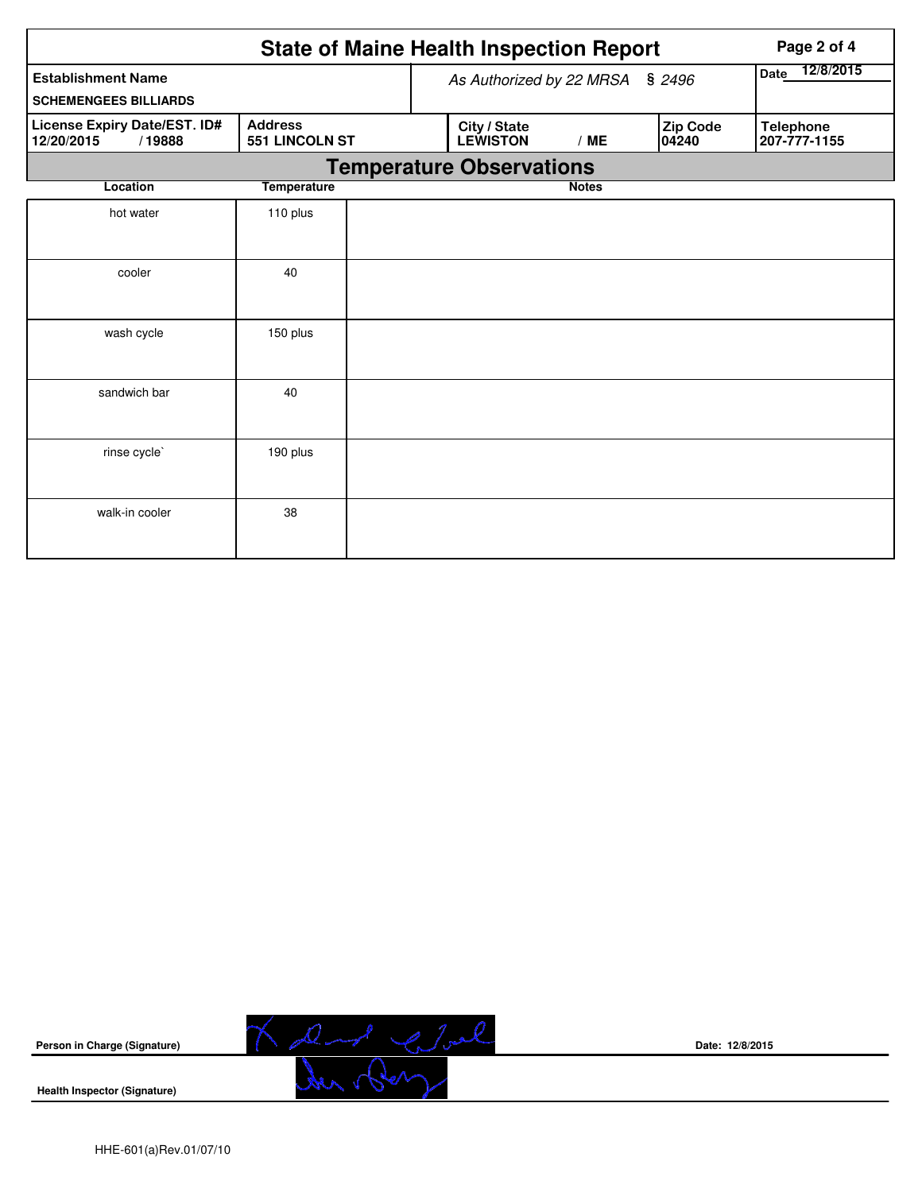# State of Maine Health Inspection Report

| Establishment Name | As Authorized by 22 MRSA § 2496 | | Date 12/8/2015 |
|---|---|---|---|
| SCHEMENGEES BILLIARDS | | | |

| License Expiry Date/EST. ID# | Address | City / State | Zip Code | Telephone |
|---|---|---|---|---|
| 12/20/2015 / 19888 | 551 LINCOLN ST | LEWISTON / ME | 04240 | 207-777-1155 |

## Temperature Observations

| Location | Temperature | Notes |
|---|---|---|
| hot water | 110 plus | |
| cooler | 40 | |
| wash cycle | 150 plus | |
| sandwich bar | 40 | |
| rinse cycle` | 190 plus | |
| walk-in cooler | 38 | |

**Person in Charge (Signature)** Date: 12/8/2015

**Health Inspector (Signature)**

HHE-601(a)Rev.01/07/10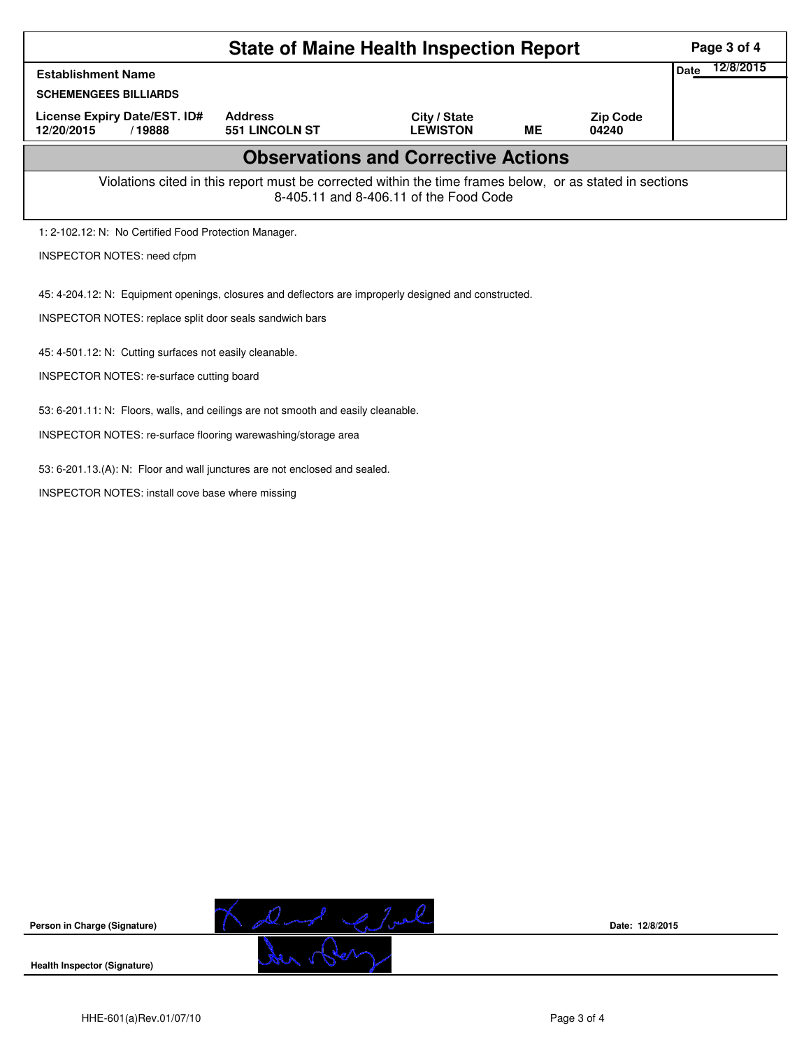# State of Maine Health Inspection Report

| Establishment Name | | | | | Date 12/8/2015 |
|---|---|---|---|---|---|
| SCHEMENGEES BILLIARDS | | | | | |
| License Expiry Date/EST. ID# | Address | City / State | | Zip Code | |
| 12/20/2015 / 19888 | 551 LINCOLN ST | LEWISTON | ME | 04240 | |

## Observations and Corrective Actions

Violations cited in this report must be corrected within the time frames below, or as stated in sections 8-405.11 and 8-406.11 of the Food Code

1: 2-102.12: N: No Certified Food Protection Manager.

INSPECTOR NOTES: need cfpm

45: 4-204.12: N: Equipment openings, closures and deflectors are improperly designed and constructed.

INSPECTOR NOTES: replace split door seals sandwich bars

45: 4-501.12: N: Cutting surfaces not easily cleanable.

INSPECTOR NOTES: re-surface cutting board

53: 6-201.11: N: Floors, walls, and ceilings are not smooth and easily cleanable.

INSPECTOR NOTES: re-surface flooring warewashing/storage area

53: 6-201.13.(A): N: Floor and wall junctures are not enclosed and sealed.

INSPECTOR NOTES: install cove base where missing

Person in Charge (Signature) Date: 12/8/2015

Health Inspector (Signature)

HHE-601(a)Rev.01/07/10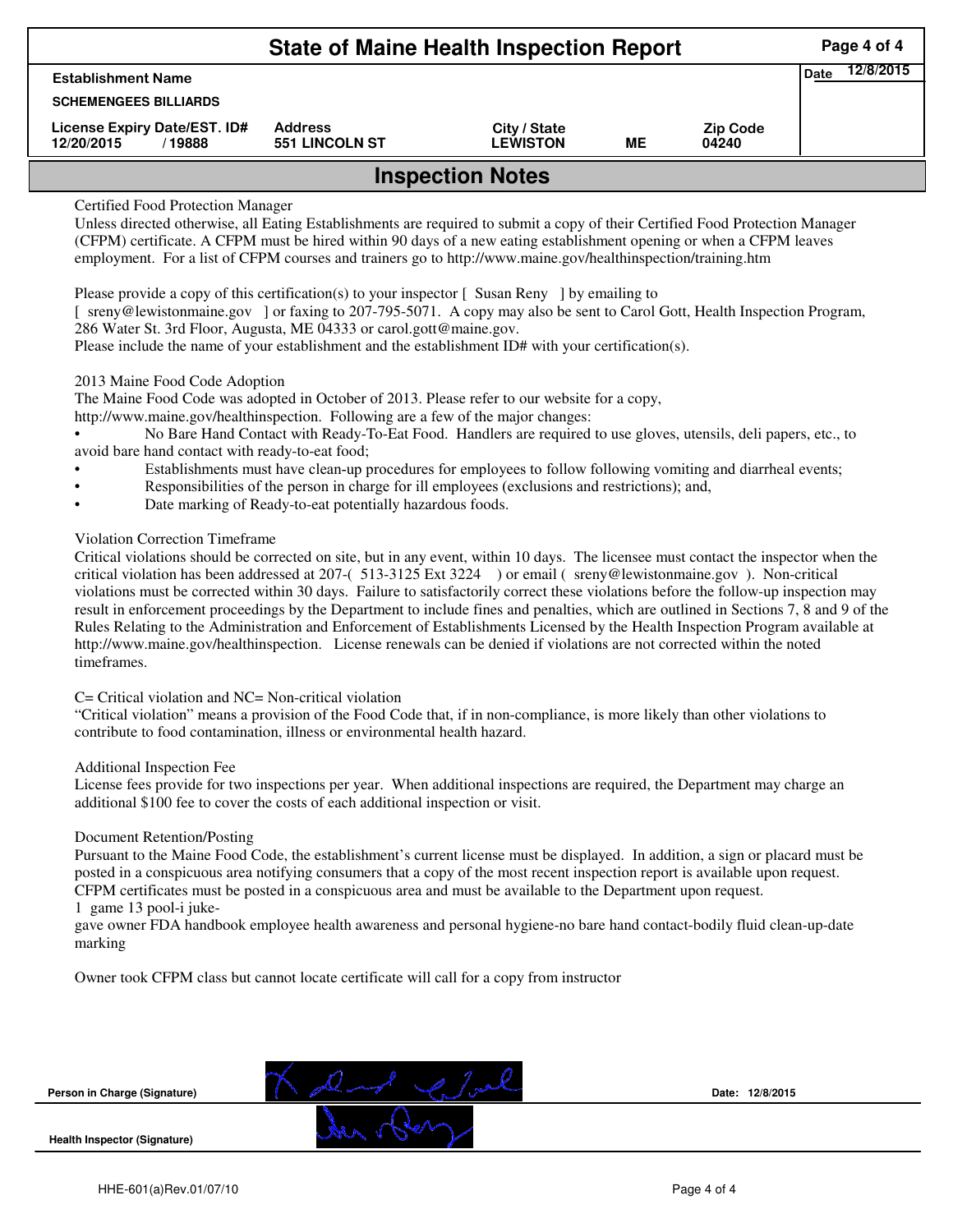# State of Maine Health Inspection Report

| Establishment Name | | | | | Date 12/8/2015 |
|---|---|---|---|---|---|
| SCHEMENGEES BILLIARDS | | | | | |
| License Expiry Date/EST. ID# | Address | City / State | | Zip Code | |
| 12/20/2015 / 19888 | 551 LINCOLN ST | LEWISTON | ME | 04240 | |

## Inspection Notes

Certified Food Protection Manager
Unless directed otherwise, all Eating Establishments are required to submit a copy of their Certified Food Protection Manager (CFPM) certificate. A CFPM must be hired within 90 days of a new eating establishment opening or when a CFPM leaves employment. For a list of CFPM courses and trainers go to http://www.maine.gov/healthinspection/training.htm

Please provide a copy of this certification(s) to your inspector [ Susan Reny ] by emailing to [ sreny@lewistonmaine.gov ] or faxing to 207-795-5071. A copy may also be sent to Carol Gott, Health Inspection Program, 286 Water St. 3rd Floor, Augusta, ME 04333 or carol.gott@maine.gov.
Please include the name of your establishment and the establishment ID# with your certification(s).

2013 Maine Food Code Adoption
The Maine Food Code was adopted in October of 2013. Please refer to our website for a copy, http://www.maine.gov/healthinspection. Following are a few of the major changes:

- No Bare Hand Contact with Ready-To-Eat Food. Handlers are required to use gloves, utensils, deli papers, etc., to avoid bare hand contact with ready-to-eat food;
- Establishments must have clean-up procedures for employees to follow following vomiting and diarrheal events;
- Responsibilities of the person in charge for ill employees (exclusions and restrictions); and,
- Date marking of Ready-to-eat potentially hazardous foods.

Violation Correction Timeframe
Critical violations should be corrected on site, but in any event, within 10 days. The licensee must contact the inspector when the critical violation has been addressed at 207-( 513-3125 Ext 3224 ) or email ( sreny@lewistonmaine.gov ). Non-critical violations must be corrected within 30 days. Failure to satisfactorily correct these violations before the follow-up inspection may result in enforcement proceedings by the Department to include fines and penalties, which are outlined in Sections 7, 8 and 9 of the Rules Relating to the Administration and Enforcement of Establishments Licensed by the Health Inspection Program available at http://www.maine.gov/healthinspection. License renewals can be denied if violations are not corrected within the noted timeframes.

C= Critical violation and NC= Non-critical violation
"Critical violation" means a provision of the Food Code that, if in non-compliance, is more likely than other violations to contribute to food contamination, illness or environmental health hazard.

Additional Inspection Fee
License fees provide for two inspections per year. When additional inspections are required, the Department may charge an additional $100 fee to cover the costs of each additional inspection or visit.

Document Retention/Posting
Pursuant to the Maine Food Code, the establishment's current license must be displayed. In addition, a sign or placard must be posted in a conspicuous area notifying consumers that a copy of the most recent inspection report is available upon request. CFPM certificates must be posted in a conspicuous area and must be available to the Department upon request.
1 game 13 pool-i juke-
gave owner FDA handbook employee health awareness and personal hygiene-no bare hand contact-bodily fluid clean-up-date marking

Owner took CFPM class but cannot locate certificate will call for a copy from instructor

Person in Charge (Signature) Date: 12/8/2015

Health Inspector (Signature)

HHE-601(a)Rev.01/07/10